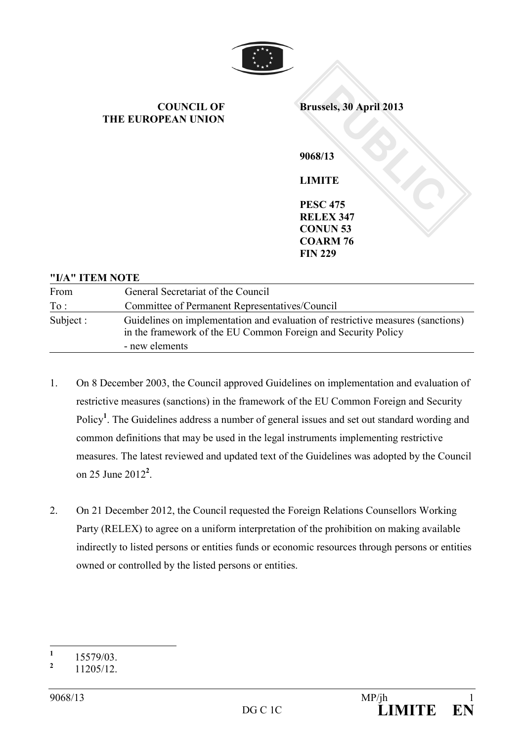**COUNCIL OF THE EUROPEAN UNION**

**Brussels, 30 April 2013**

**9068/13**

**LIMITE**

**PESC 475**
**RELEX 347**
**CONUN 53**
**COARM 76**
**FIN 229**

**"I/A" ITEM NOTE**

| | |
|---|---|
| From | General Secretariat of the Council |
| To : | Committee of Permanent Representatives/Council |
| Subject : | Guidelines on implementation and evaluation of restrictive measures (sanctions) in the framework of the EU Common Foreign and Security Policy<br>- new elements |

1. On 8 December 2003, the Council approved Guidelines on implementation and evaluation of restrictive measures (sanctions) in the framework of the EU Common Foreign and Security Policy[1]. The Guidelines address a number of general issues and set out standard wording and common definitions that may be used in the legal instruments implementing restrictive measures. The latest reviewed and updated text of the Guidelines was adopted by the Council on 25 June 2012[2].

2. On 21 December 2012, the Council requested the Foreign Relations Counsellors Working Party (RELEX) to agree on a uniform interpretation of the prohibition on making available indirectly to listed persons or entities funds or economic resources through persons or entities owned or controlled by the listed persons or entities.

---

[1] 15579/03.

[2] 11205/12.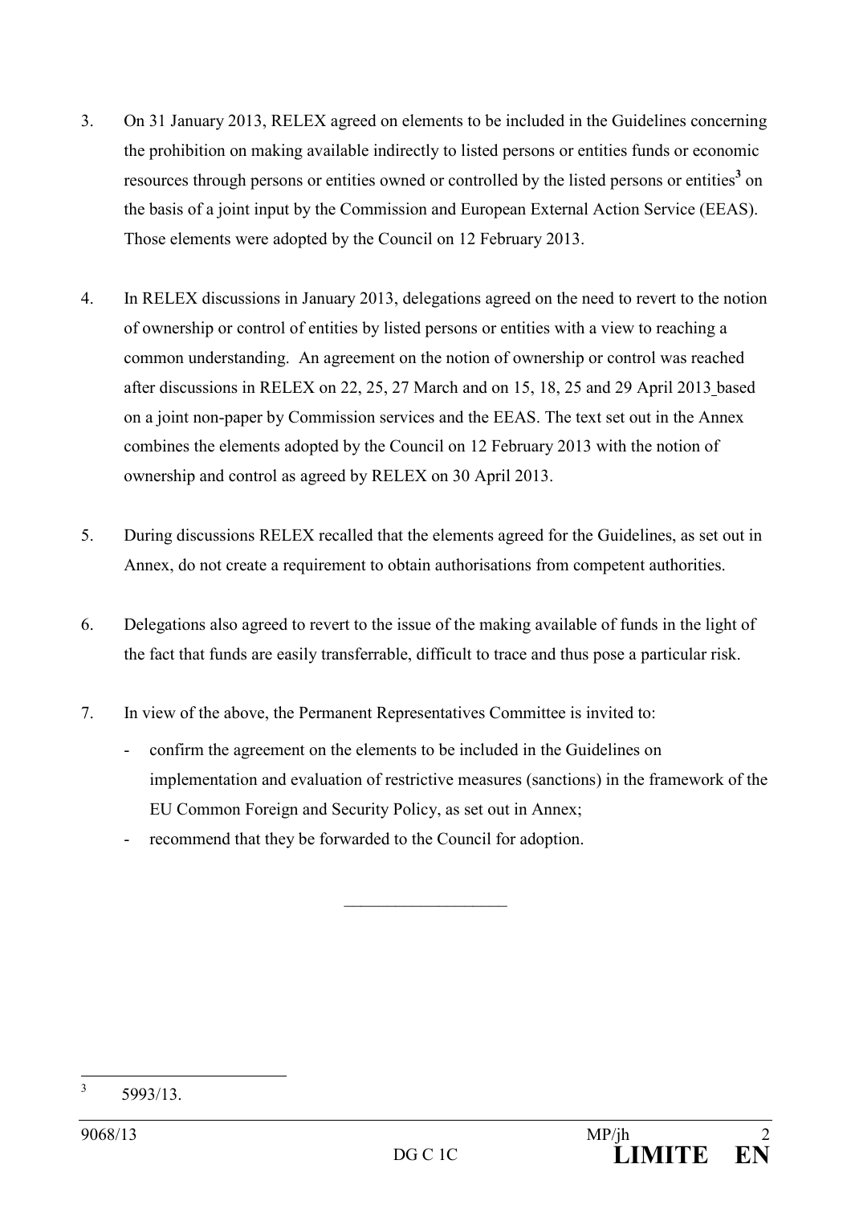3. On 31 January 2013, RELEX agreed on elements to be included in the Guidelines concerning the prohibition on making available indirectly to listed persons or entities funds or economic resources through persons or entities owned or controlled by the listed persons or entities[3] on the basis of a joint input by the Commission and European External Action Service (EEAS). Those elements were adopted by the Council on 12 February 2013.

4. In RELEX discussions in January 2013, delegations agreed on the need to revert to the notion of ownership or control of entities by listed persons or entities with a view to reaching a common understanding. An agreement on the notion of ownership or control was reached after discussions in RELEX on 22, 25, 27 March and on 15, 18, 25 and 29 April 2013 based on a joint non-paper by Commission services and the EEAS. The text set out in the Annex combines the elements adopted by the Council on 12 February 2013 with the notion of ownership and control as agreed by RELEX on 30 April 2013.

5. During discussions RELEX recalled that the elements agreed for the Guidelines, as set out in Annex, do not create a requirement to obtain authorisations from competent authorities.

6. Delegations also agreed to revert to the issue of the making available of funds in the light of the fact that funds are easily transferrable, difficult to trace and thus pose a particular risk.

7. In view of the above, the Permanent Representatives Committee is invited to:
   - confirm the agreement on the elements to be included in the Guidelines on implementation and evaluation of restrictive measures (sanctions) in the framework of the EU Common Foreign and Security Policy, as set out in Annex;
   - recommend that they be forwarded to the Council for adoption.

---

[3] 5993/13.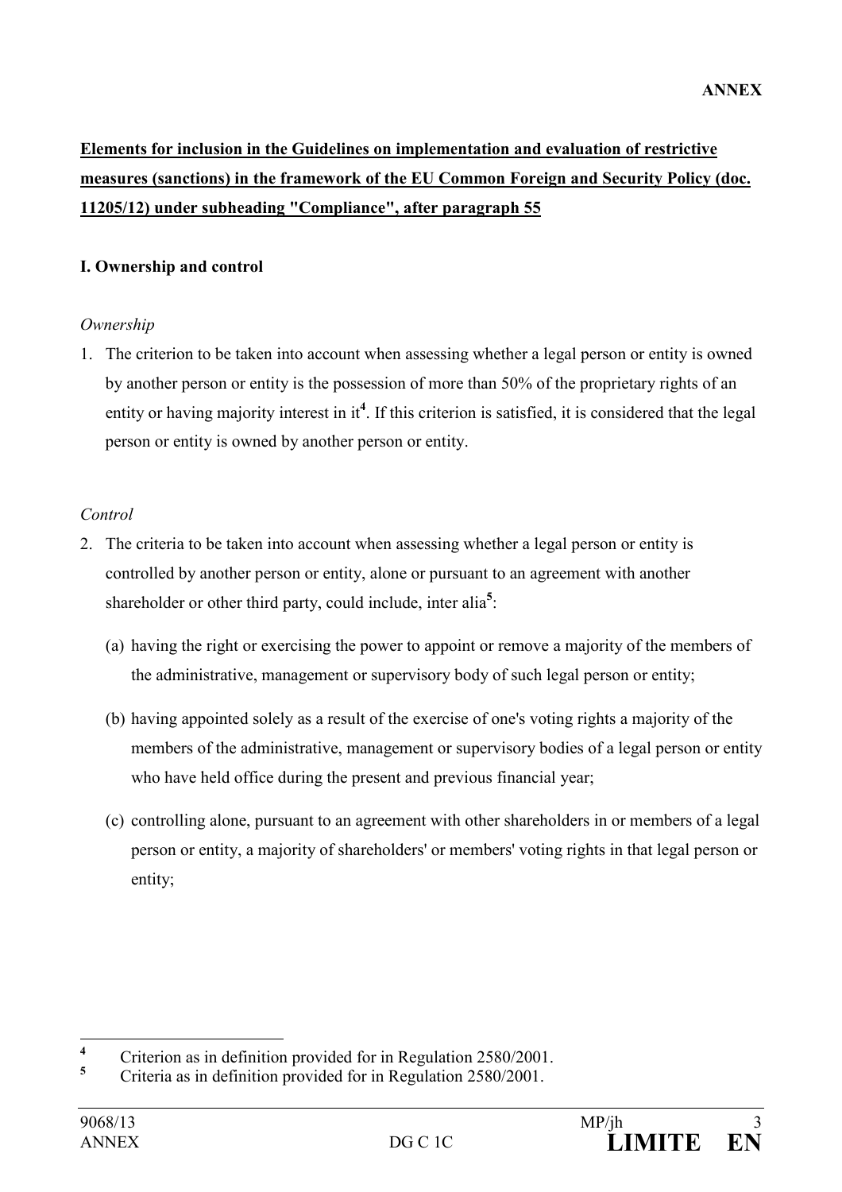**ANNEX**

**Elements for inclusion in the Guidelines on implementation and evaluation of restrictive measures (sanctions) in the framework of the EU Common Foreign and Security Policy (doc. 11205/12) under subheading "Compliance", after paragraph 55**

**I. Ownership and control**

*Ownership*

1. The criterion to be taken into account when assessing whether a legal person or entity is owned by another person or entity is the possession of more than 50% of the proprietary rights of an entity or having majority interest in it[4]. If this criterion is satisfied, it is considered that the legal person or entity is owned by another person or entity.

*Control*

2. The criteria to be taken into account when assessing whether a legal person or entity is controlled by another person or entity, alone or pursuant to an agreement with another shareholder or other third party, could include, inter alia[5]:

   (a) having the right or exercising the power to appoint or remove a majority of the members of the administrative, management or supervisory body of such legal person or entity;

   (b) having appointed solely as a result of the exercise of one's voting rights a majority of the members of the administrative, management or supervisory bodies of a legal person or entity who have held office during the present and previous financial year;

   (c) controlling alone, pursuant to an agreement with other shareholders in or members of a legal person or entity, a majority of shareholders' or members' voting rights in that legal person or entity;

---

[4] Criterion as in definition provided for in Regulation 2580/2001.

[5] Criteria as in definition provided for in Regulation 2580/2001.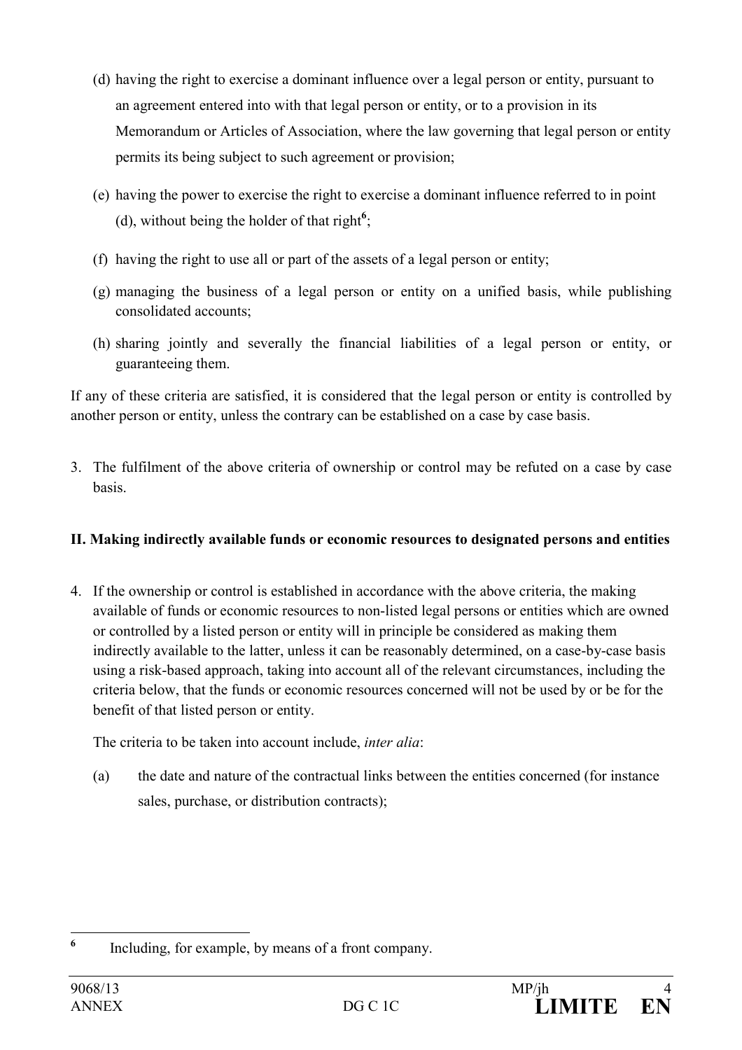(d) having the right to exercise a dominant influence over a legal person or entity, pursuant to an agreement entered into with that legal person or entity, or to a provision in its Memorandum or Articles of Association, where the law governing that legal person or entity permits its being subject to such agreement or provision;

(e) having the power to exercise the right to exercise a dominant influence referred to in point (d), without being the holder of that right[6];

(f) having the right to use all or part of the assets of a legal person or entity;

(g) managing the business of a legal person or entity on a unified basis, while publishing consolidated accounts;

(h) sharing jointly and severally the financial liabilities of a legal person or entity, or guaranteeing them.

If any of these criteria are satisfied, it is considered that the legal person or entity is controlled by another person or entity, unless the contrary can be established on a case by case basis.

3. The fulfilment of the above criteria of ownership or control may be refuted on a case by case basis.

**II. Making indirectly available funds or economic resources to designated persons and entities**

4. If the ownership or control is established in accordance with the above criteria, the making available of funds or economic resources to non-listed legal persons or entities which are owned or controlled by a listed person or entity will in principle be considered as making them indirectly available to the latter, unless it can be reasonably determined, on a case-by-case basis using a risk-based approach, taking into account all of the relevant circumstances, including the criteria below, that the funds or economic resources concerned will not be used by or be for the benefit of that listed person or entity.

   The criteria to be taken into account include, *inter alia*:

   (a) the date and nature of the contractual links between the entities concerned (for instance sales, purchase, or distribution contracts);

---

[6] Including, for example, by means of a front company.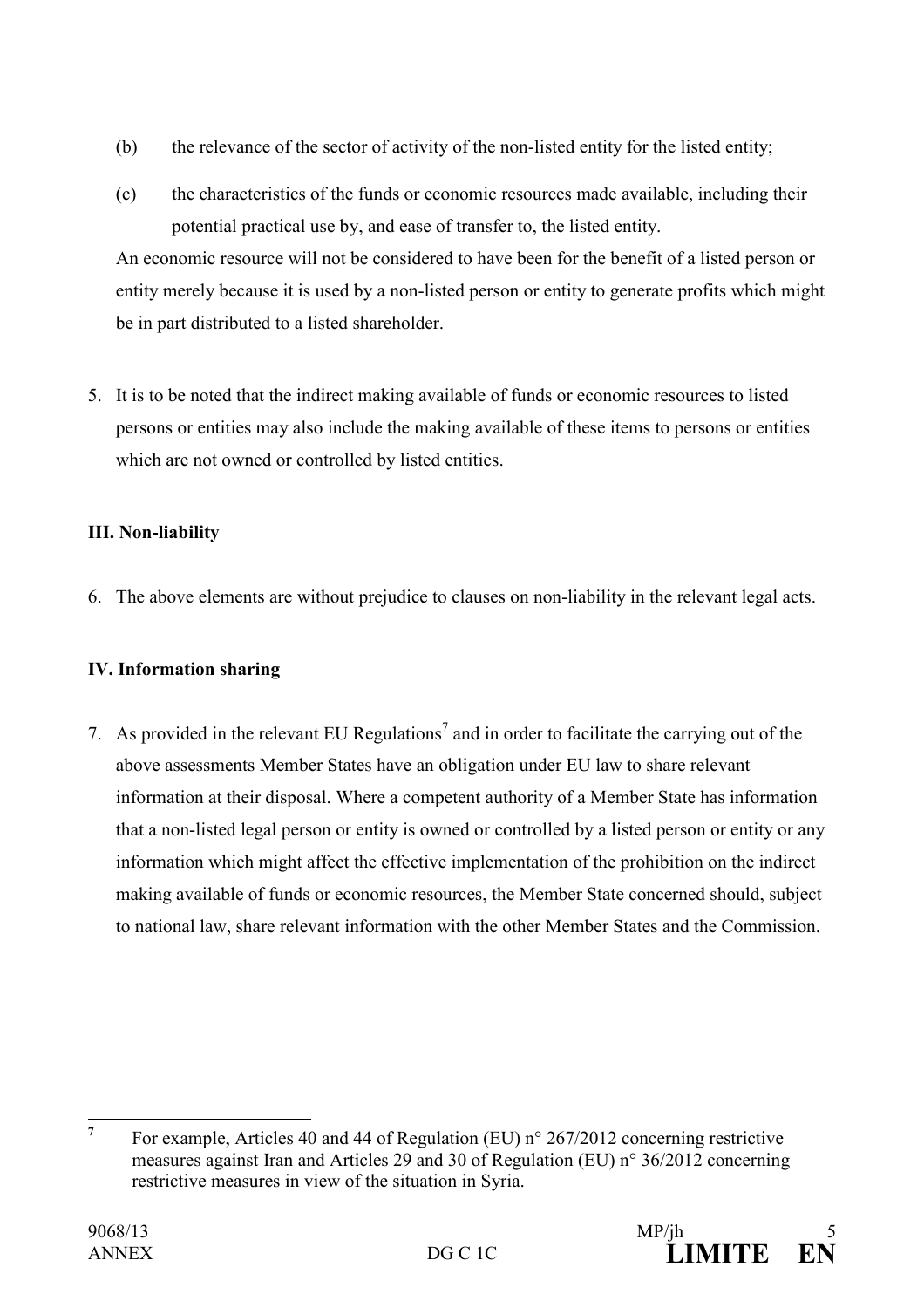(b) the relevance of the sector of activity of the non-listed entity for the listed entity;

(c) the characteristics of the funds or economic resources made available, including their potential practical use by, and ease of transfer to, the listed entity.

An economic resource will not be considered to have been for the benefit of a listed person or entity merely because it is used by a non-listed person or entity to generate profits which might be in part distributed to a listed shareholder.

5. It is to be noted that the indirect making available of funds or economic resources to listed persons or entities may also include the making available of these items to persons or entities which are not owned or controlled by listed entities.

**III. Non-liability**

6. The above elements are without prejudice to clauses on non-liability in the relevant legal acts.

**IV. Information sharing**

7. As provided in the relevant EU Regulations[7] and in order to facilitate the carrying out of the above assessments Member States have an obligation under EU law to share relevant information at their disposal. Where a competent authority of a Member State has information that a non-listed legal person or entity is owned or controlled by a listed person or entity or any information which might affect the effective implementation of the prohibition on the indirect making available of funds or economic resources, the Member State concerned should, subject to national law, share relevant information with the other Member States and the Commission.

---

[7] For example, Articles 40 and 44 of Regulation (EU) n° 267/2012 concerning restrictive measures against Iran and Articles 29 and 30 of Regulation (EU) n° 36/2012 concerning restrictive measures in view of the situation in Syria.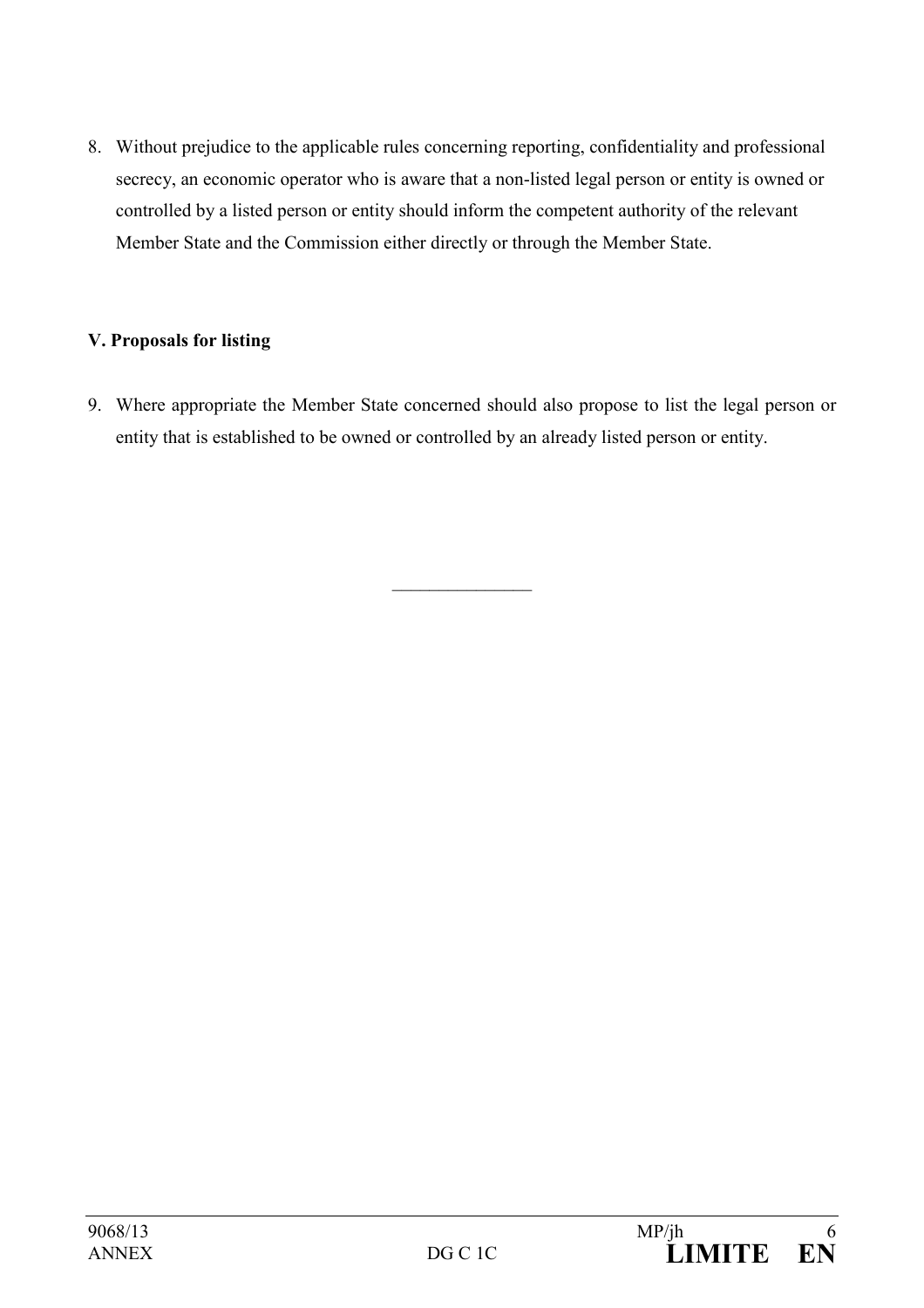8. Without prejudice to the applicable rules concerning reporting, confidentiality and professional secrecy, an economic operator who is aware that a non-listed legal person or entity is owned or controlled by a listed person or entity should inform the competent authority of the relevant Member State and the Commission either directly or through the Member State.

### V. Proposals for listing

9. Where appropriate the Member State concerned should also propose to list the legal person or entity that is established to be owned or controlled by an already listed person or entity.

________________